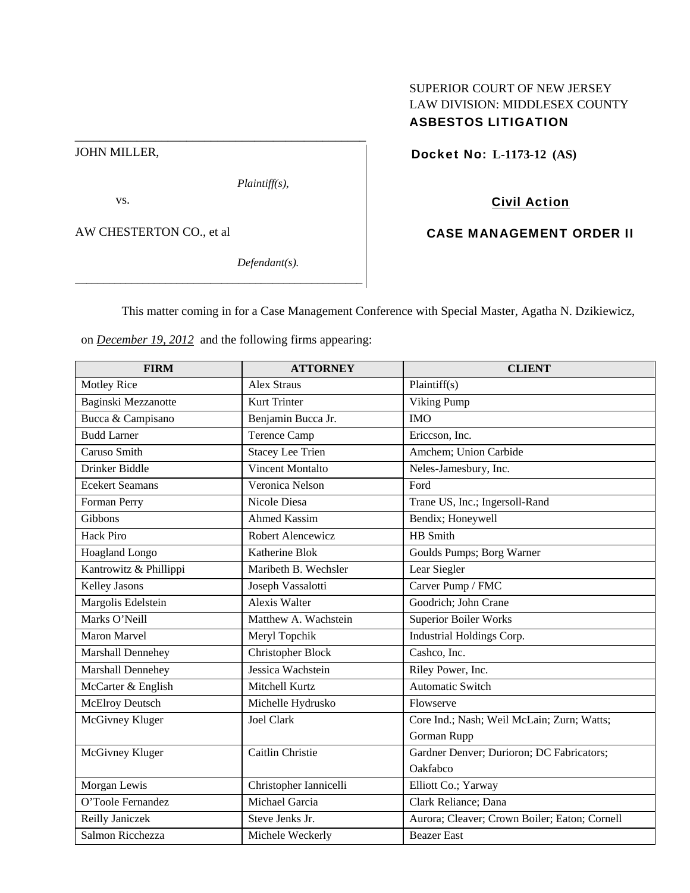SUPERIOR COURT OF NEW JERSEY
LAW DIVISION: MIDDLESEX COUNTY
**ASBESTOS LITIGATION**

JOHN MILLER,

*Plaintiff(s),*

vs.

AW CHESTERTON CO., et al

*Defendant(s).*

**Docket No: L-1173-12 (AS)**

**Civil Action**

**CASE MANAGEMENT ORDER II**

This matter coming in for a Case Management Conference with Special Master, Agatha N. Dzikiewicz, on ***December 19, 2012*** and the following firms appearing:

| FIRM | ATTORNEY | CLIENT |
|---|---|---|
| Motley Rice | Alex Straus | Plaintiff(s) |
| Baginski Mezzanotte | Kurt Trinter | Viking Pump |
| Bucca & Campisano | Benjamin Bucca Jr. | IMO |
| Budd Larner | Terence Camp | Ericcson, Inc. |
| Caruso Smith | Stacey Lee Trien | Amchem; Union Carbide |
| Drinker Biddle | Vincent Montalto | Neles-Jamesbury, Inc. |
| Ecekert Seamans | Veronica Nelson | Ford |
| Forman Perry | Nicole Diesa | Trane US, Inc.; Ingersoll-Rand |
| Gibbons | Ahmed Kassim | Bendix; Honeywell |
| Hack Piro | Robert Alencewicz | HB Smith |
| Hoagland Longo | Katherine Blok | Goulds Pumps; Borg Warner |
| Kantrowitz & Phillippi | Maribeth B. Wechsler | Lear Siegler |
| Kelley Jasons | Joseph Vassalotti | Carver Pump / FMC |
| Margolis Edelstein | Alexis Walter | Goodrich; John Crane |
| Marks O'Neill | Matthew A. Wachstein | Superior Boiler Works |
| Maron Marvel | Meryl Topchik | Industrial Holdings Corp. |
| Marshall Dennehey | Christopher Block | Cashco, Inc. |
| Marshall Dennehey | Jessica Wachstein | Riley Power, Inc. |
| McCarter & English | Mitchell Kurtz | Automatic Switch |
| McElroy Deutsch | Michelle Hydrusko | Flowserve |
| McGivney Kluger | Joel Clark | Core Ind.; Nash; Weil McLain; Zurn; Watts; Gorman Rupp |
| McGivney Kluger | Caitlin Christie | Gardner Denver; Durioron; DC Fabricators; Oakfabco |
| Morgan Lewis | Christopher Iannicelli | Elliott Co.; Yarway |
| O'Toole Fernandez | Michael Garcia | Clark Reliance; Dana |
| Reilly Janiczek | Steve Jenks Jr. | Aurora; Cleaver; Crown Boiler; Eaton; Cornell |
| Salmon Ricchezza | Michele Weckerly | Beazer East |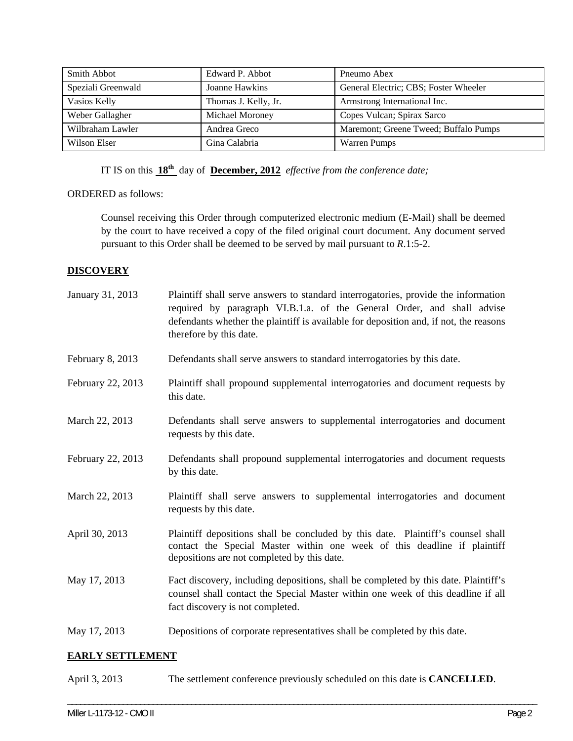| Smith Abbot | Edward P. Abbot | Pneumo Abex |
|---|---|---|
| Speziali Greenwald | Joanne Hawkins | General Electric; CBS; Foster Wheeler |
| Vasios Kelly | Thomas J. Kelly, Jr. | Armstrong International Inc. |
| Weber Gallagher | Michael Moroney | Copes Vulcan; Spirax Sarco |
| Wilbraham Lawler | Andrea Greco | Maremont; Greene Tweed; Buffalo Pumps |
| Wilson Elser | Gina Calabria | Warren Pumps |

IT IS on this **18th** day of **December, 2012** *effective from the conference date;*

ORDERED as follows:

Counsel receiving this Order through computerized electronic medium (E-Mail) shall be deemed by the court to have received a copy of the filed original court document. Any document served pursuant to this Order shall be deemed to be served by mail pursuant to *R*.1:5-2.

## DISCOVERY

| | |
|---|---|
| January 31, 2013 | Plaintiff shall serve answers to standard interrogatories, provide the information required by paragraph VI.B.1.a. of the General Order, and shall advise defendants whether the plaintiff is available for deposition and, if not, the reasons therefore by this date. |
| February 8, 2013 | Defendants shall serve answers to standard interrogatories by this date. |
| February 22, 2013 | Plaintiff shall propound supplemental interrogatories and document requests by this date. |
| March 22, 2013 | Defendants shall serve answers to supplemental interrogatories and document requests by this date. |
| February 22, 2013 | Defendants shall propound supplemental interrogatories and document requests by this date. |
| March 22, 2013 | Plaintiff shall serve answers to supplemental interrogatories and document requests by this date. |
| April 30, 2013 | Plaintiff depositions shall be concluded by this date. Plaintiff's counsel shall contact the Special Master within one week of this deadline if plaintiff depositions are not completed by this date. |
| May 17, 2013 | Fact discovery, including depositions, shall be completed by this date. Plaintiff's counsel shall contact the Special Master within one week of this deadline if all fact discovery is not completed. |
| May 17, 2013 | Depositions of corporate representatives shall be completed by this date. |

## EARLY SETTLEMENT

| | |
|---|---|
| April 3, 2013 | The settlement conference previously scheduled on this date is **CANCELLED**. |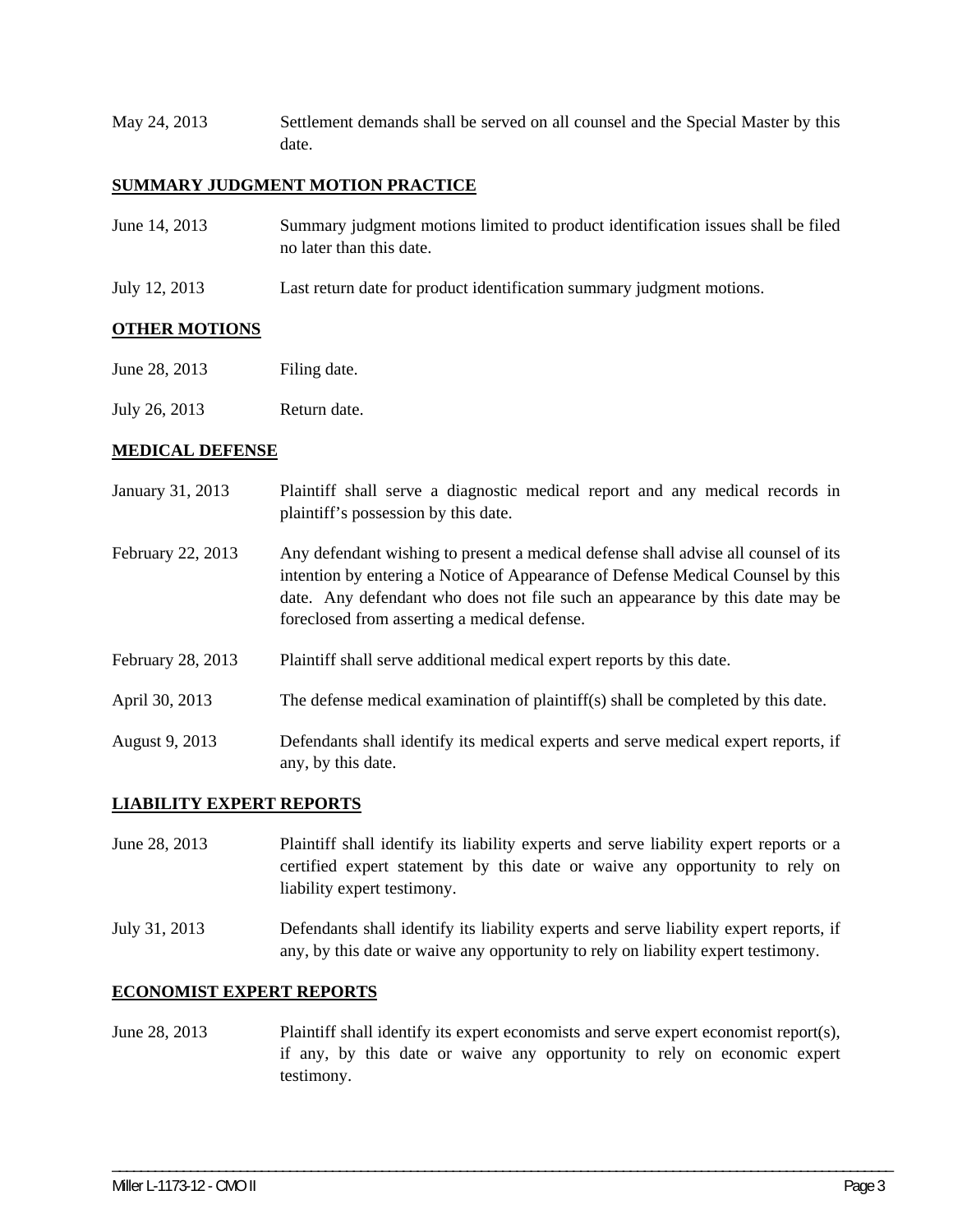May 24, 2013 Settlement demands shall be served on all counsel and the Special Master by this date.

**SUMMARY JUDGMENT MOTION PRACTICE**

June 14, 2013 Summary judgment motions limited to product identification issues shall be filed no later than this date.

July 12, 2013 Last return date for product identification summary judgment motions.

**OTHER MOTIONS**

June 28, 2013 Filing date.

July 26, 2013 Return date.

**MEDICAL DEFENSE**

January 31, 2013 Plaintiff shall serve a diagnostic medical report and any medical records in plaintiff's possession by this date.

February 22, 2013 Any defendant wishing to present a medical defense shall advise all counsel of its intention by entering a Notice of Appearance of Defense Medical Counsel by this date. Any defendant who does not file such an appearance by this date may be foreclosed from asserting a medical defense.

February 28, 2013 Plaintiff shall serve additional medical expert reports by this date.

April 30, 2013 The defense medical examination of plaintiff(s) shall be completed by this date.

August 9, 2013 Defendants shall identify its medical experts and serve medical expert reports, if any, by this date.

**LIABILITY EXPERT REPORTS**

June 28, 2013 Plaintiff shall identify its liability experts and serve liability expert reports or a certified expert statement by this date or waive any opportunity to rely on liability expert testimony.

July 31, 2013 Defendants shall identify its liability experts and serve liability expert reports, if any, by this date or waive any opportunity to rely on liability expert testimony.

**ECONOMIST EXPERT REPORTS**

June 28, 2013 Plaintiff shall identify its expert economists and serve expert economist report(s), if any, by this date or waive any opportunity to rely on economic expert testimony.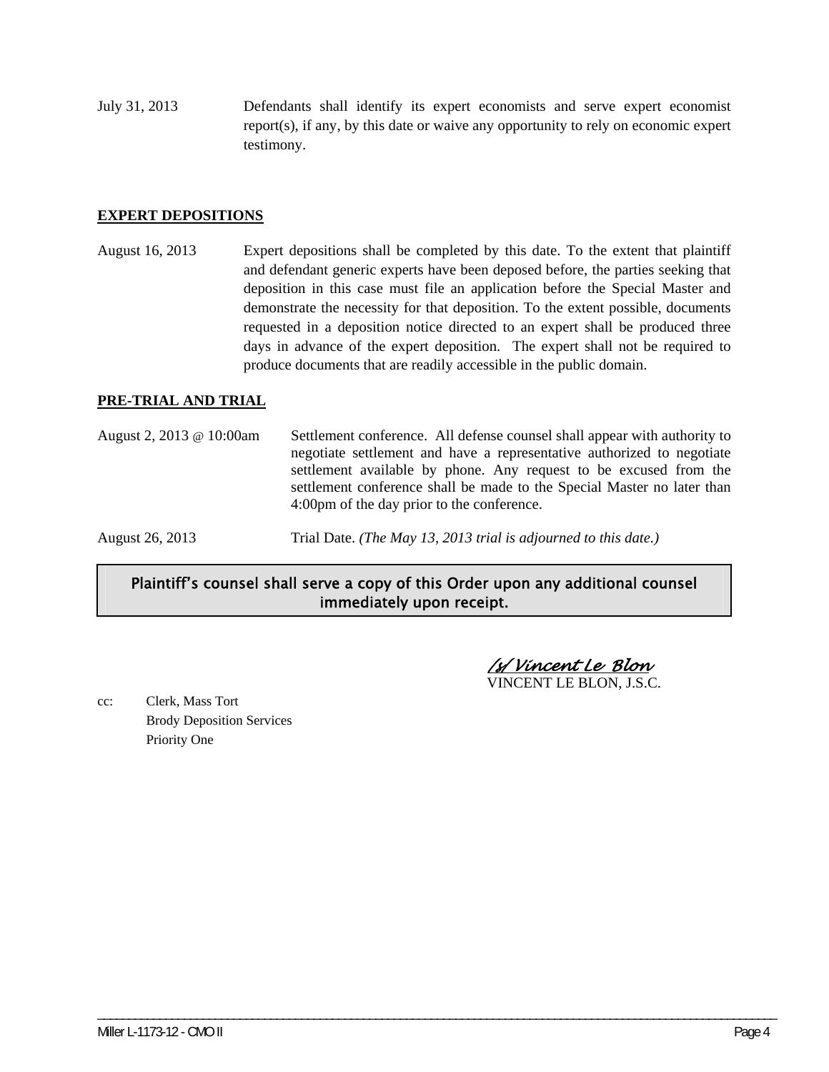| | |
|---|---|
| July 31, 2013 | Defendants shall identify its expert economists and serve expert economist report(s), if any, by this date or waive any opportunity to rely on economic expert testimony. |

**EXPERT DEPOSITIONS**

| | |
|---|---|
| August 16, 2013 | Expert depositions shall be completed by this date. To the extent that plaintiff and defendant generic experts have been deposed before, the parties seeking that deposition in this case must file an application before the Special Master and demonstrate the necessity for that deposition. To the extent possible, documents requested in a deposition notice directed to an expert shall be produced three days in advance of the expert deposition. The expert shall not be required to produce documents that are readily accessible in the public domain. |

**PRE-TRIAL AND TRIAL**

| | |
|---|---|
| August 2, 2013 @ 10:00am | Settlement conference. All defense counsel shall appear with authority to negotiate settlement and have a representative authorized to negotiate settlement available by phone. Any request to be excused from the settlement conference shall be made to the Special Master no later than 4:00pm of the day prior to the conference. |
| August 26, 2013 | Trial Date. *(The May 13, 2013 trial is adjourned to this date.)* |

**Plaintiff's counsel shall serve a copy of this Order upon any additional counsel immediately upon receipt.**

/s/ Vincent Le Blon
VINCENT LE BLON, J.S.C.

cc: Clerk, Mass Tort
Brody Deposition Services
Priority One